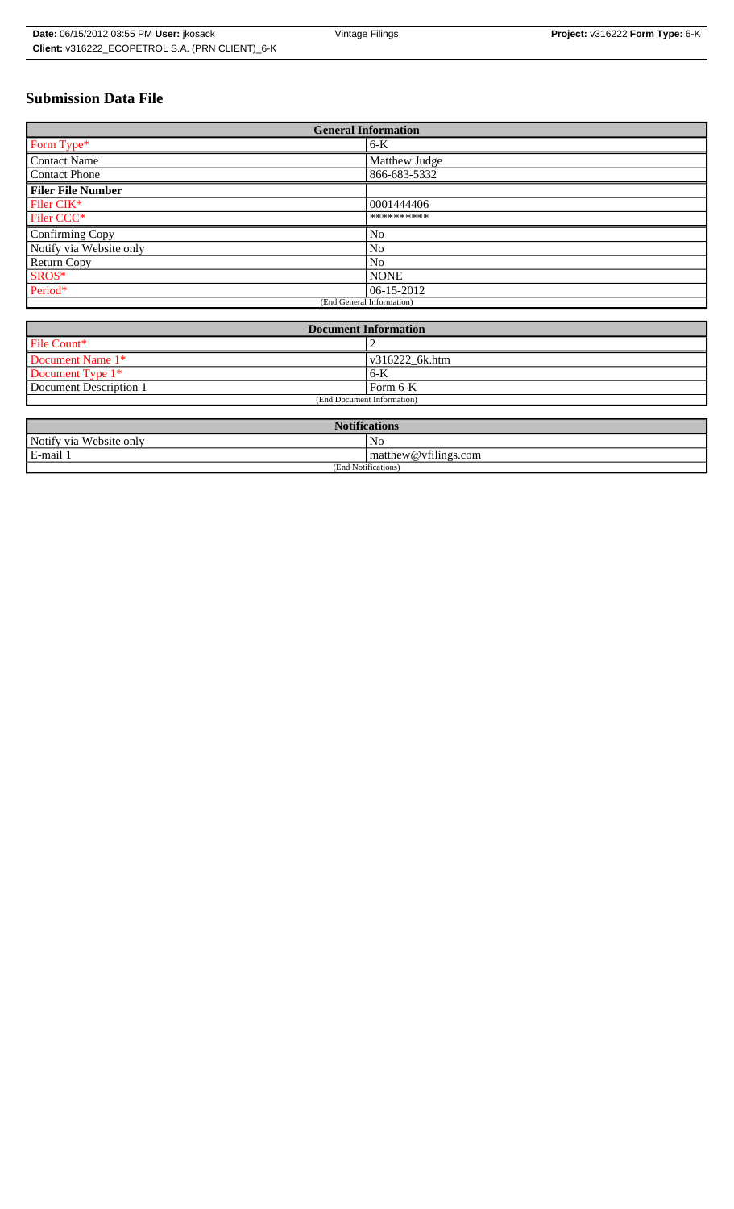# Submission Data File

| General Information | |
|---|---|
| Form Type* | 6-K |
| Contact Name | Matthew Judge |
| Contact Phone | 866-683-5332 |
| **Filer File Number** | |
| Filer CIK* | 0001444406 |
| Filer CCC* | ********** |
| Confirming Copy | No |
| Notify via Website only | No |
| Return Copy | No |
| SROS* | NONE |
| Period* | 06-15-2012 |
| (End General Information) | |

| Document Information | |
|---|---|
| File Count* | 2 |
| Document Name 1* | v316222_6k.htm |
| Document Type 1* | 6-K |
| Document Description 1 | Form 6-K |
| (End Document Information) | |

| Notifications | |
|---|---|
| Notify via Website only | No |
| E-mail 1 | matthew@vfilings.com |
| (End Notifications) | |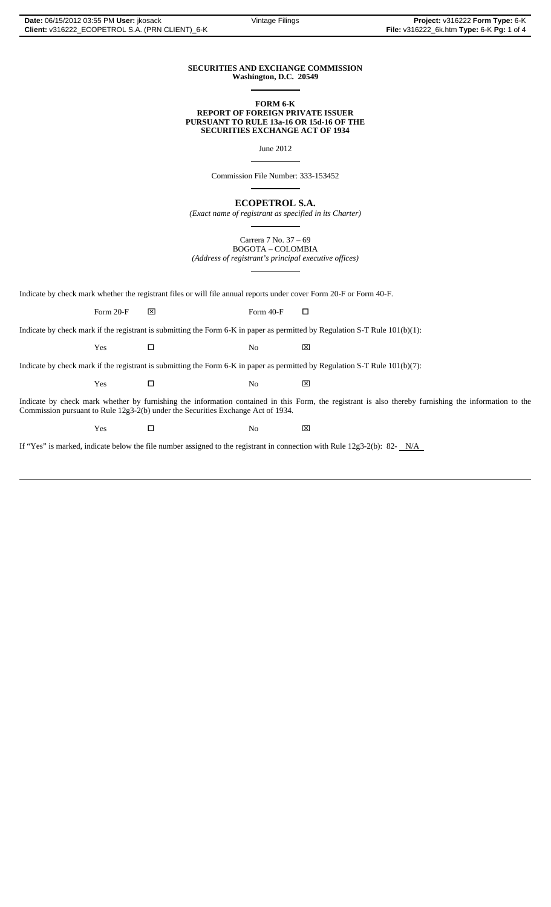**SECURITIES AND EXCHANGE COMMISSION**
**Washington, D.C. 20549**

**FORM 6-K**
**REPORT OF FOREIGN PRIVATE ISSUER**
**PURSUANT TO RULE 13a-16 OR 15d-16 OF THE**
**SECURITIES EXCHANGE ACT OF 1934**

June 2012

Commission File Number: 333-153452

**ECOPETROL S.A.**

*(Exact name of registrant as specified in its Charter)*

Carrera 7 No. 37 – 69
BOGOTA – COLOMBIA
*(Address of registrant's principal executive offices)*

Indicate by check mark whether the registrant files or will file annual reports under cover Form 20-F or Form 40-F.

Form 20-F ☒ Form 40-F ☐

Indicate by check mark if the registrant is submitting the Form 6-K in paper as permitted by Regulation S-T Rule 101(b)(1):

Yes ☐ No ☒

Indicate by check mark if the registrant is submitting the Form 6-K in paper as permitted by Regulation S-T Rule 101(b)(7):

Yes ☐ No ☒

Indicate by check mark whether by furnishing the information contained in this Form, the registrant is also thereby furnishing the information to the Commission pursuant to Rule 12g3-2(b) under the Securities Exchange Act of 1934.

Yes ☐ No ☒

If "Yes" is marked, indicate below the file number assigned to the registrant in connection with Rule 12g3-2(b): 82- N/A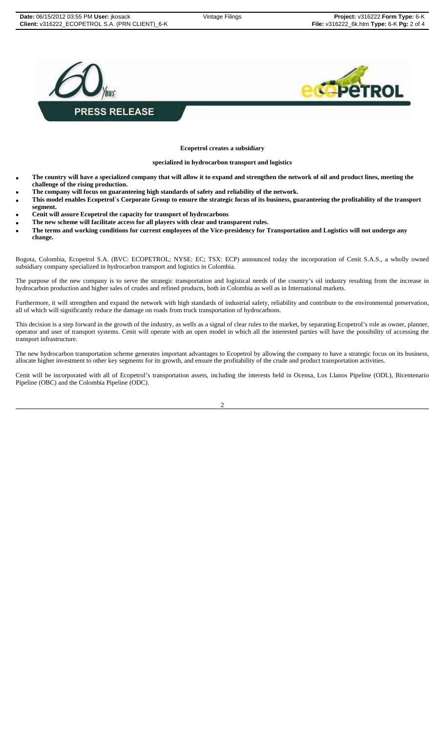**PRESS RELEASE**

**Ecopetrol creates a subsidiary**

**specialized in hydrocarbon transport and logistics**

- **The country will have a specialized company that will allow it to expand and strengthen the network of oil and product lines, meeting the challenge of the rising production.**
- **The company will focus on guaranteeing high standards of safety and reliability of the network.**
- **This model enables Ecopetrol´s Corporate Group to ensure the strategic focus of its business, guaranteeing the profitability of the transport segment.**
- **Cenit will assure Ecopetrol the capacity for transport of hydrocarbons**
- **The new scheme will facilitate access for all players with clear and transparent rules.**
- **The terms and working conditions for current employees of the Vice-presidency for Transportation and Logistics will not undergo any change.**

Bogota, Colombia, Ecopetrol S.A. (BVC: ECOPETROL; NYSE: EC; TSX: ECP) announced today the incorporation of Cenit S.A.S., a wholly owned subsidiary company specialized in hydrocarbon transport and logistics in Colombia.

The purpose of the new company is to serve the strategic transportation and logistical needs of the country's oil industry resulting from the increase in hydrocarbon production and higher sales of crudes and refined products, both in Colombia as well as in International markets.

Furthermore, it will strengthen and expand the network with high standards of industrial safety, reliability and contribute to the environmental preservation, all of which will significantly reduce the damage on roads from truck transportation of hydrocarbons.

This decision is a step forward in the growth of the industry, as wells as a signal of clear rules to the market, by separating Ecopetrol's role as owner, planner, operator and user of transport systems. Cenit will operate with an open model in which all the interested parties will have the possibility of accessing the transport infrastructure.

The new hydrocarbon transportation scheme generates important advantages to Ecopetrol by allowing the company to have a strategic focus on its business, allocate higher investment to other key segments for its growth, and ensure the profitability of the crude and product transportation activities.

Cenit will be incorporated with all of Ecopetrol's transportation assets, including the interests held in Ocensa, Los Llanos Pipeline (ODL), Bicentenario Pipeline (OBC) and the Colombia Pipeline (ODC).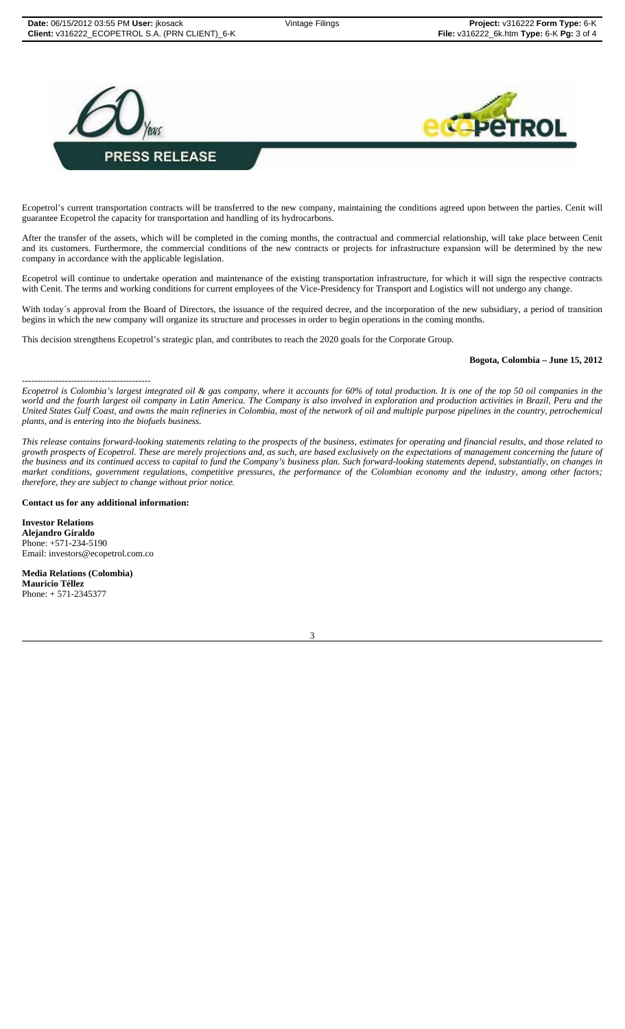**PRESS RELEASE**

Ecopetrol's current transportation contracts will be transferred to the new company, maintaining the conditions agreed upon between the parties. Cenit will guarantee Ecopetrol the capacity for transportation and handling of its hydrocarbons.

After the transfer of the assets, which will be completed in the coming months, the contractual and commercial relationship, will take place between Cenit and its customers. Furthermore, the commercial conditions of the new contracts or projects for infrastructure expansion will be determined by the new company in accordance with the applicable legislation.

Ecopetrol will continue to undertake operation and maintenance of the existing transportation infrastructure, for which it will sign the respective contracts with Cenit. The terms and working conditions for current employees of the Vice-Presidency for Transport and Logistics will not undergo any change.

With today´s approval from the Board of Directors, the issuance of the required decree, and the incorporation of the new subsidiary, a period of transition begins in which the new company will organize its structure and processes in order to begin operations in the coming months.

This decision strengthens Ecopetrol's strategic plan, and contributes to reach the 2020 goals for the Corporate Group.

**Bogota, Colombia – June 15, 2012**

------------------------------------------

*Ecopetrol is Colombia's largest integrated oil & gas company, where it accounts for 60% of total production. It is one of the top 50 oil companies in the world and the fourth largest oil company in Latin America. The Company is also involved in exploration and production activities in Brazil, Peru and the United States Gulf Coast, and owns the main refineries in Colombia, most of the network of oil and multiple purpose pipelines in the country, petrochemical plants, and is entering into the biofuels business.*

*This release contains forward-looking statements relating to the prospects of the business, estimates for operating and financial results, and those related to growth prospects of Ecopetrol. These are merely projections and, as such, are based exclusively on the expectations of management concerning the future of the business and its continued access to capital to fund the Company's business plan. Such forward-looking statements depend, substantially, on changes in market conditions, government regulations, competitive pressures, the performance of the Colombian economy and the industry, among other factors; therefore, they are subject to change without prior notice.*

**Contact us for any additional information:**

**Investor Relations**
**Alejandro Giraldo**
Phone: +571-234-5190
Email: investors@ecopetrol.com.co

**Media Relations (Colombia)**
**Mauricio Téllez**
Phone: + 571-2345377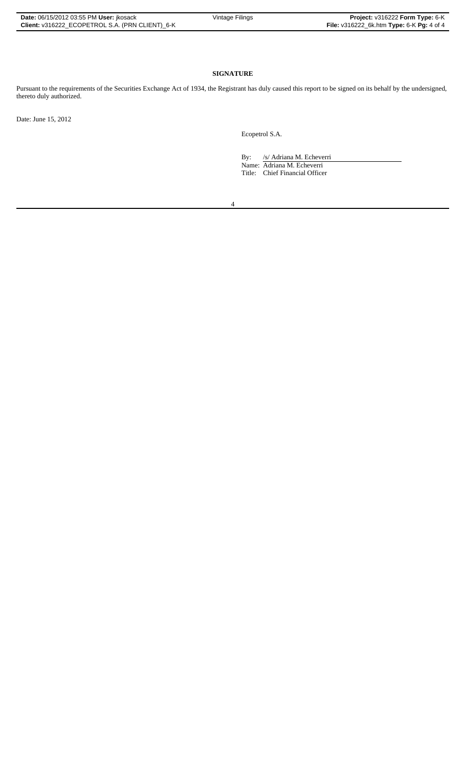## SIGNATURE

Pursuant to the requirements of the Securities Exchange Act of 1934, the Registrant has duly caused this report to be signed on its behalf by the undersigned, thereto duly authorized.

Date: June 15, 2012

Ecopetrol S.A.

By: /s/ Adriana M. Echeverri

Name: Adriana M. Echeverri

Title: Chief Financial Officer